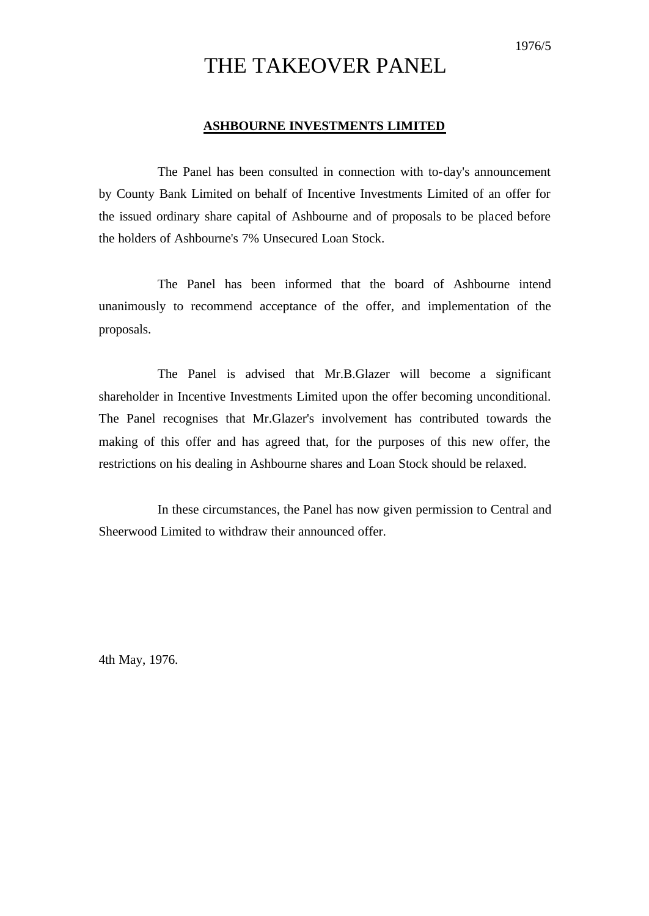1976/5

# THE TAKEOVER PANEL

## ASHBOURNE INVESTMENTS LIMITED

The Panel has been consulted in connection with to-day's announcement by County Bank Limited on behalf of Incentive Investments Limited of an offer for the issued ordinary share capital of Ashbourne and of proposals to be placed before the holders of Ashbourne's 7% Unsecured Loan Stock.

The Panel has been informed that the board of Ashbourne intend unanimously to recommend acceptance of the offer, and implementation of the proposals.

The Panel is advised that Mr.B.Glazer will become a significant shareholder in Incentive Investments Limited upon the offer becoming unconditional. The Panel recognises that Mr.Glazer's involvement has contributed towards the making of this offer and has agreed that, for the purposes of this new offer, the restrictions on his dealing in Ashbourne shares and Loan Stock should be relaxed.

In these circumstances, the Panel has now given permission to Central and Sheerwood Limited to withdraw their announced offer.

4th May, 1976.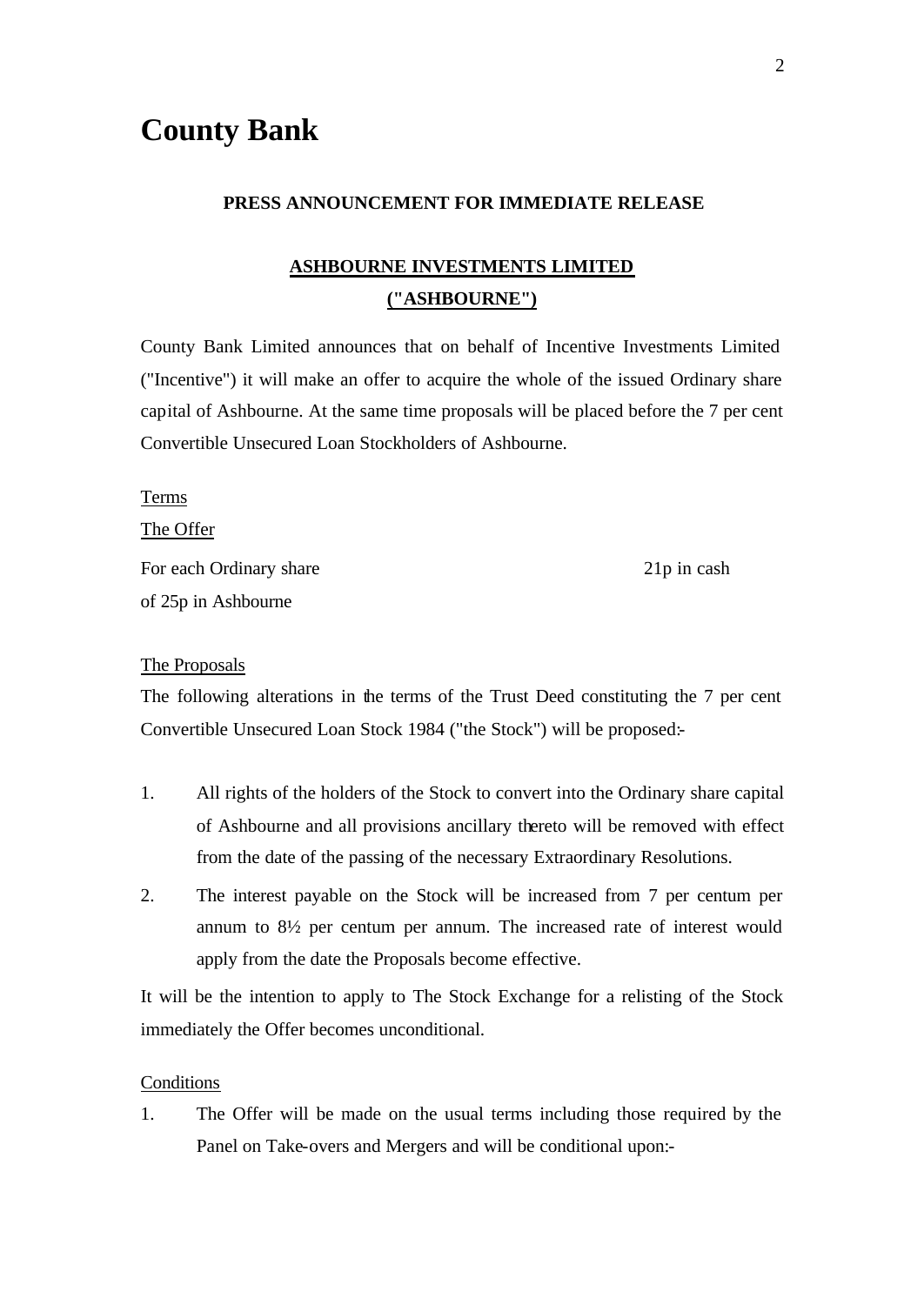# County Bank

**PRESS ANNOUNCEMENT FOR IMMEDIATE RELEASE**

**ASHBOURNE INVESTMENTS LIMITED ("ASHBOURNE")**

County Bank Limited announces that on behalf of Incentive Investments Limited ("Incentive") it will make an offer to acquire the whole of the issued Ordinary share capital of Ashbourne. At the same time proposals will be placed before the 7 per cent Convertible Unsecured Loan Stockholders of Ashbourne.

Terms

The Offer

| | |
|---|---|
| For each Ordinary share of 25p in Ashbourne | 21p in cash |

The Proposals

The following alterations in the terms of the Trust Deed constituting the 7 per cent Convertible Unsecured Loan Stock 1984 ("the Stock") will be proposed:-

1. All rights of the holders of the Stock to convert into the Ordinary share capital of Ashbourne and all provisions ancillary thereto will be removed with effect from the date of the passing of the necessary Extraordinary Resolutions.
2. The interest payable on the Stock will be increased from 7 per centum per annum to 8½ per centum per annum. The increased rate of interest would apply from the date the Proposals become effective.

It will be the intention to apply to The Stock Exchange for a relisting of the Stock immediately the Offer becomes unconditional.

Conditions

1. The Offer will be made on the usual terms including those required by the Panel on Take-overs and Mergers and will be conditional upon:-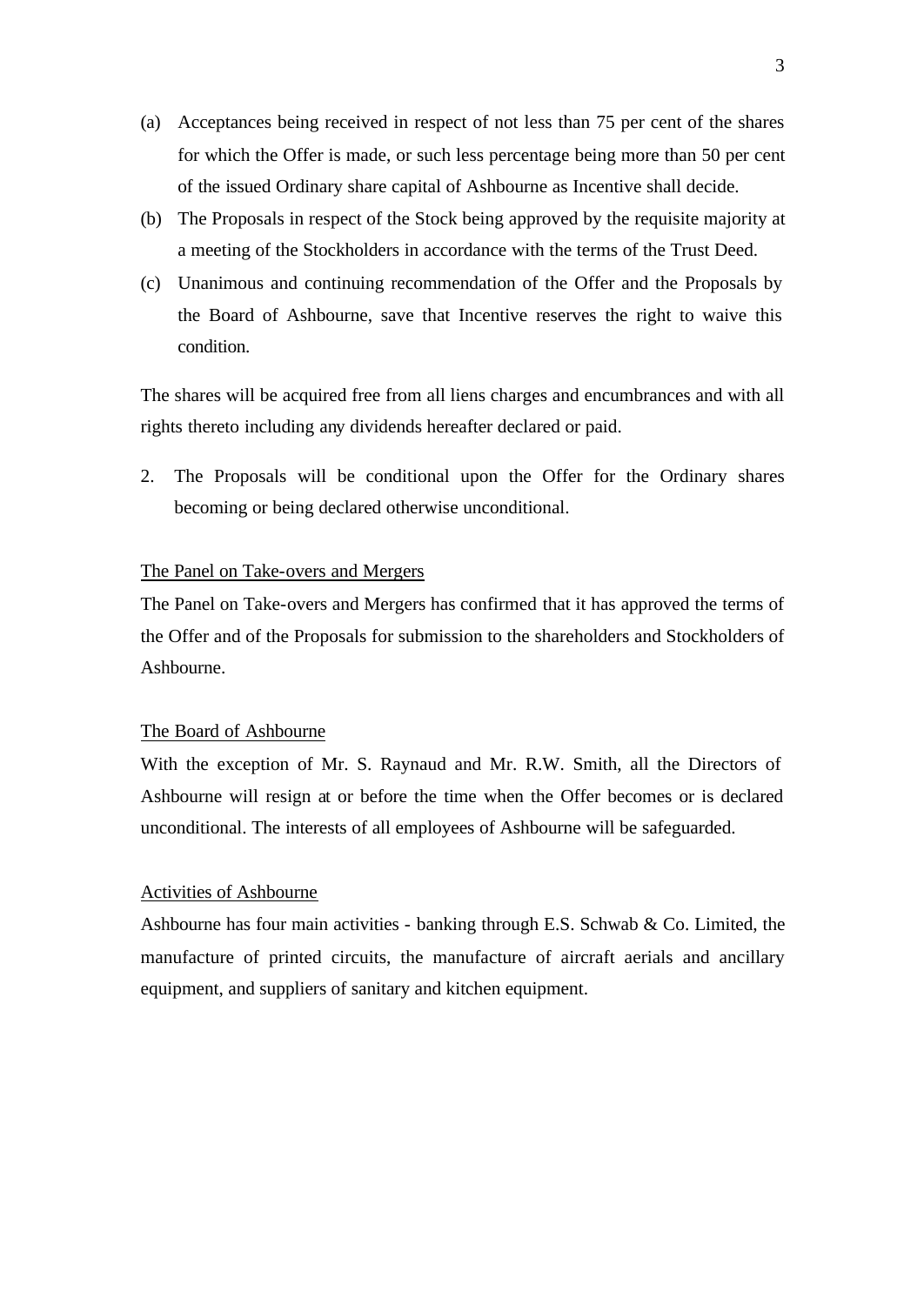(a) Acceptances being received in respect of not less than 75 per cent of the shares for which the Offer is made, or such less percentage being more than 50 per cent of the issued Ordinary share capital of Ashbourne as Incentive shall decide.

(b) The Proposals in respect of the Stock being approved by the requisite majority at a meeting of the Stockholders in accordance with the terms of the Trust Deed.

(c) Unanimous and continuing recommendation of the Offer and the Proposals by the Board of Ashbourne, save that Incentive reserves the right to waive this condition.

The shares will be acquired free from all liens charges and encumbrances and with all rights thereto including any dividends hereafter declared or paid.

2. The Proposals will be conditional upon the Offer for the Ordinary shares becoming or being declared otherwise unconditional.

## The Panel on Take-overs and Mergers

The Panel on Take-overs and Mergers has confirmed that it has approved the terms of the Offer and of the Proposals for submission to the shareholders and Stockholders of Ashbourne.

## The Board of Ashbourne

With the exception of Mr. S. Raynaud and Mr. R.W. Smith, all the Directors of Ashbourne will resign at or before the time when the Offer becomes or is declared unconditional. The interests of all employees of Ashbourne will be safeguarded.

## Activities of Ashbourne

Ashbourne has four main activities - banking through E.S. Schwab & Co. Limited, the manufacture of printed circuits, the manufacture of aircraft aerials and ancillary equipment, and suppliers of sanitary and kitchen equipment.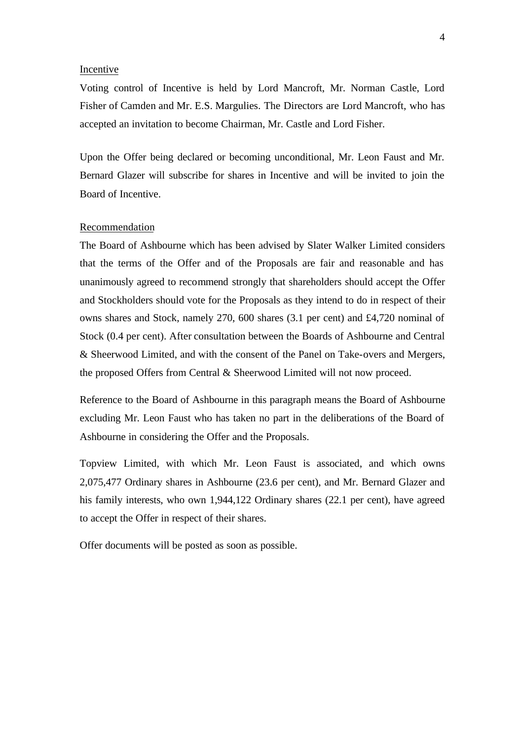Incentive

Voting control of Incentive is held by Lord Mancroft, Mr. Norman Castle, Lord Fisher of Camden and Mr. E.S. Margulies. The Directors are Lord Mancroft, who has accepted an invitation to become Chairman, Mr. Castle and Lord Fisher.

Upon the Offer being declared or becoming unconditional, Mr. Leon Faust and Mr. Bernard Glazer will subscribe for shares in Incentive and will be invited to join the Board of Incentive.

Recommendation

The Board of Ashbourne which has been advised by Slater Walker Limited considers that the terms of the Offer and of the Proposals are fair and reasonable and has unanimously agreed to recommend strongly that shareholders should accept the Offer and Stockholders should vote for the Proposals as they intend to do in respect of their owns shares and Stock, namely 270, 600 shares (3.1 per cent) and £4,720 nominal of Stock (0.4 per cent). After consultation between the Boards of Ashbourne and Central & Sheerwood Limited, and with the consent of the Panel on Take-overs and Mergers, the proposed Offers from Central & Sheerwood Limited will not now proceed.

Reference to the Board of Ashbourne in this paragraph means the Board of Ashbourne excluding Mr. Leon Faust who has taken no part in the deliberations of the Board of Ashbourne in considering the Offer and the Proposals.

Topview Limited, with which Mr. Leon Faust is associated, and which owns 2,075,477 Ordinary shares in Ashbourne (23.6 per cent), and Mr. Bernard Glazer and his family interests, who own 1,944,122 Ordinary shares (22.1 per cent), have agreed to accept the Offer in respect of their shares.

Offer documents will be posted as soon as possible.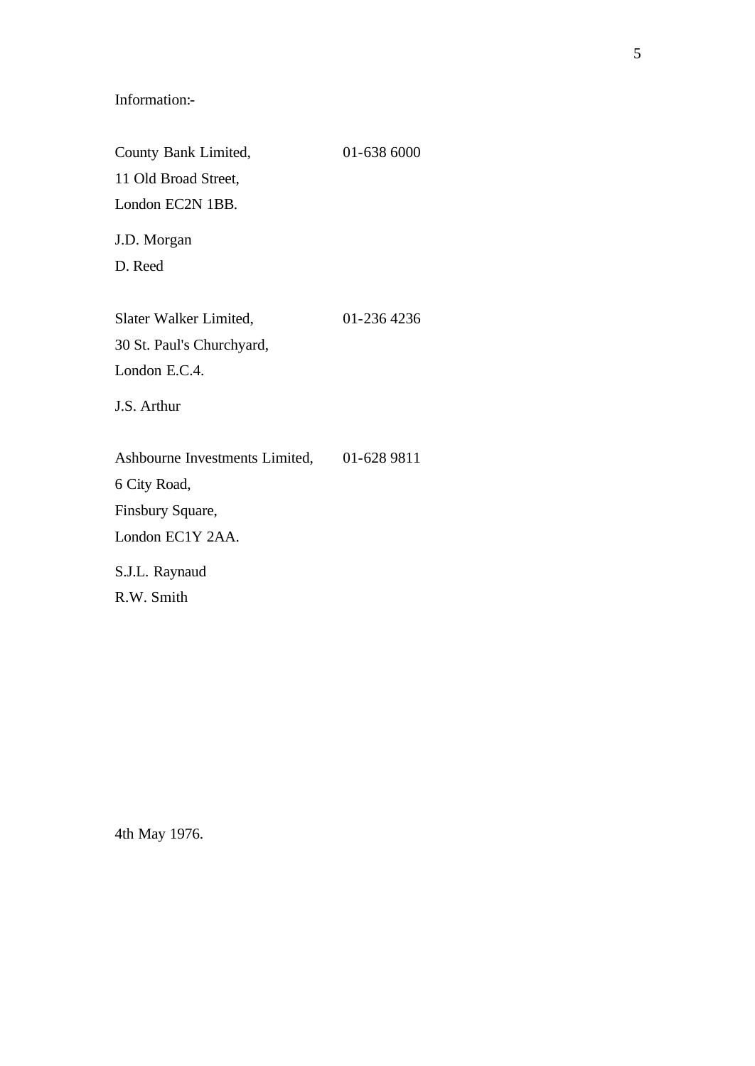Information:-

County Bank Limited, 01-638 6000
11 Old Broad Street,
London EC2N 1BB.

J.D. Morgan
D. Reed

Slater Walker Limited, 01-236 4236
30 St. Paul's Churchyard,
London E.C.4.

J.S. Arthur

Ashbourne Investments Limited, 01-628 9811
6 City Road,
Finsbury Square,
London EC1Y 2AA.

S.J.L. Raynaud
R.W. Smith

4th May 1976.